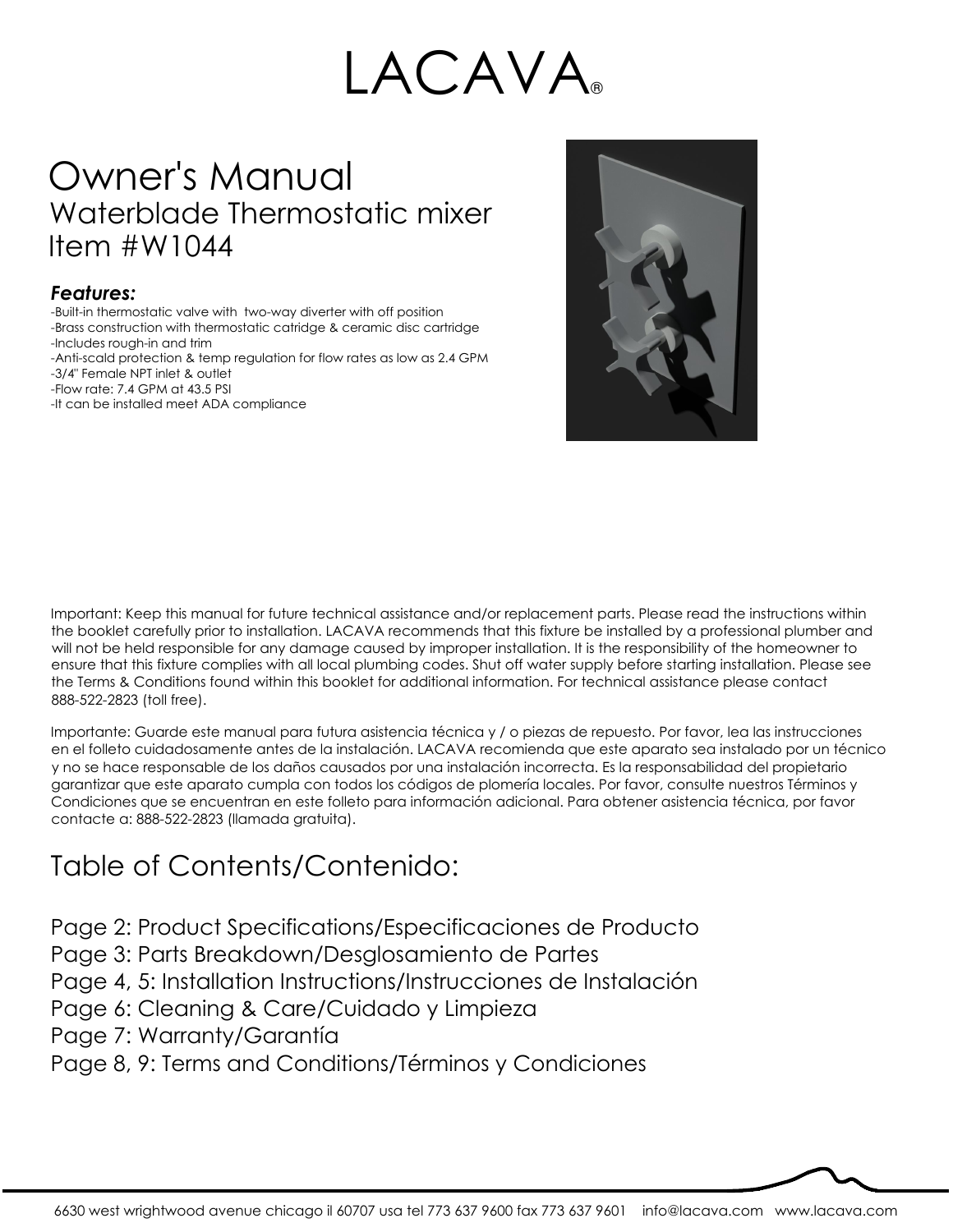# LACAVA®

# Owner's Manual

## Waterblade Thermostatic mixer
## Item #W1044

### *Features:*

-Built-in thermostatic valve with two-way diverter with off position
-Brass construction with thermostatic catridge & ceramic disc cartridge
-Includes rough-in and trim
-Anti-scald protection & temp regulation for flow rates as low as 2.4 GPM
-3/4" Female NPT inlet & outlet
-Flow rate: 7.4 GPM at 43.5 PSI
-It can be installed meet ADA compliance

Important: Keep this manual for future technical assistance and/or replacement parts. Please read the instructions within the booklet carefully prior to installation. LACAVA recommends that this fixture be installed by a professional plumber and will not be held responsible for any damage caused by improper installation. It is the responsibility of the homeowner to ensure that this fixture complies with all local plumbing codes. Shut off water supply before starting installation. Please see the Terms & Conditions found within this booklet for additional information. For technical assistance please contact 888-522-2823 (toll free).

Importante: Guarde este manual para futura asistencia técnica y / o piezas de repuesto. Por favor, lea las instrucciones en el folleto cuidadosamente antes de la instalación. LACAVA recomienda que este aparato sea instalado por un técnico y no se hace responsable de los daños causados por una instalación incorrecta. Es la responsabilidad del propietario garantizar que este aparato cumpla con todos los códigos de plomería locales. Por favor, consulte nuestros Términos y Condiciones que se encuentran en este folleto para información adicional. Para obtener asistencia técnica, por favor contacte a: 888-522-2823 (llamada gratuita).

## Table of Contents/Contenido:

Page 2: Product Specifications/Especificaciones de Producto
Page 3: Parts Breakdown/Desglosamiento de Partes
Page 4, 5: Installation Instructions/Instrucciones de Instalación
Page 6: Cleaning & Care/Cuidado y Limpieza
Page 7: Warranty/Garantía
Page 8, 9: Terms and Conditions/Términos y Condiciones

6630 west wrightwood avenue chicago il 60707 usa tel 773 637 9600 fax 773 637 9601 info@lacava.com www.lacava.com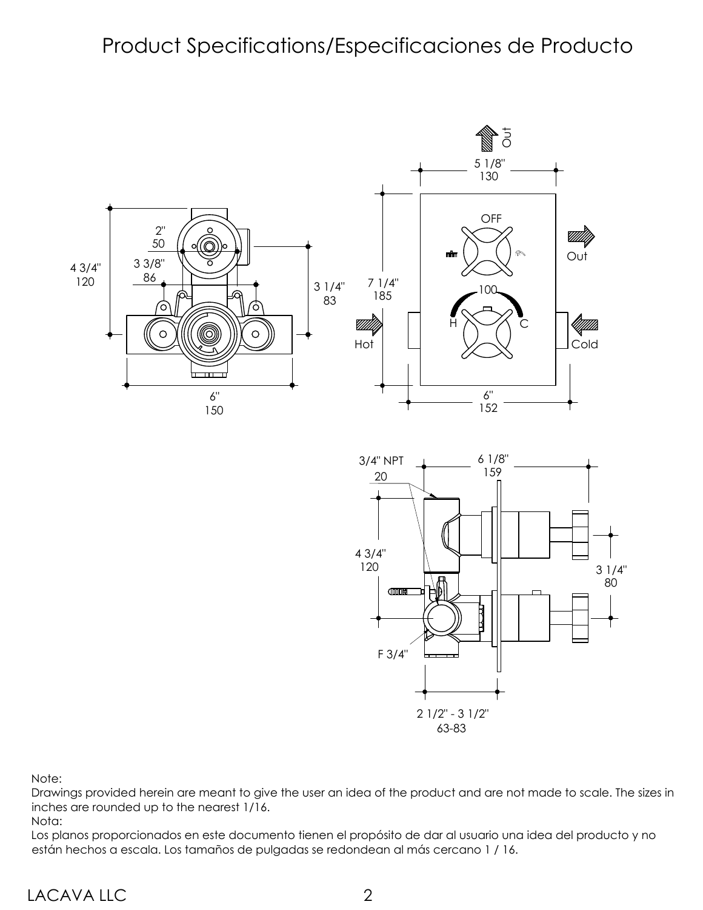# Product Specifications/Especificaciones de Producto

Note:
Drawings provided herein are meant to give the user an idea of the product and are not made to scale. The sizes in inches are rounded up to the nearest 1/16.

Nota:
Los planos proporcionados en este documento tienen el propósito de dar al usuario una idea del producto y no están hechos a escala. Los tamaños de pulgadas se redondean al más cercano 1 / 16.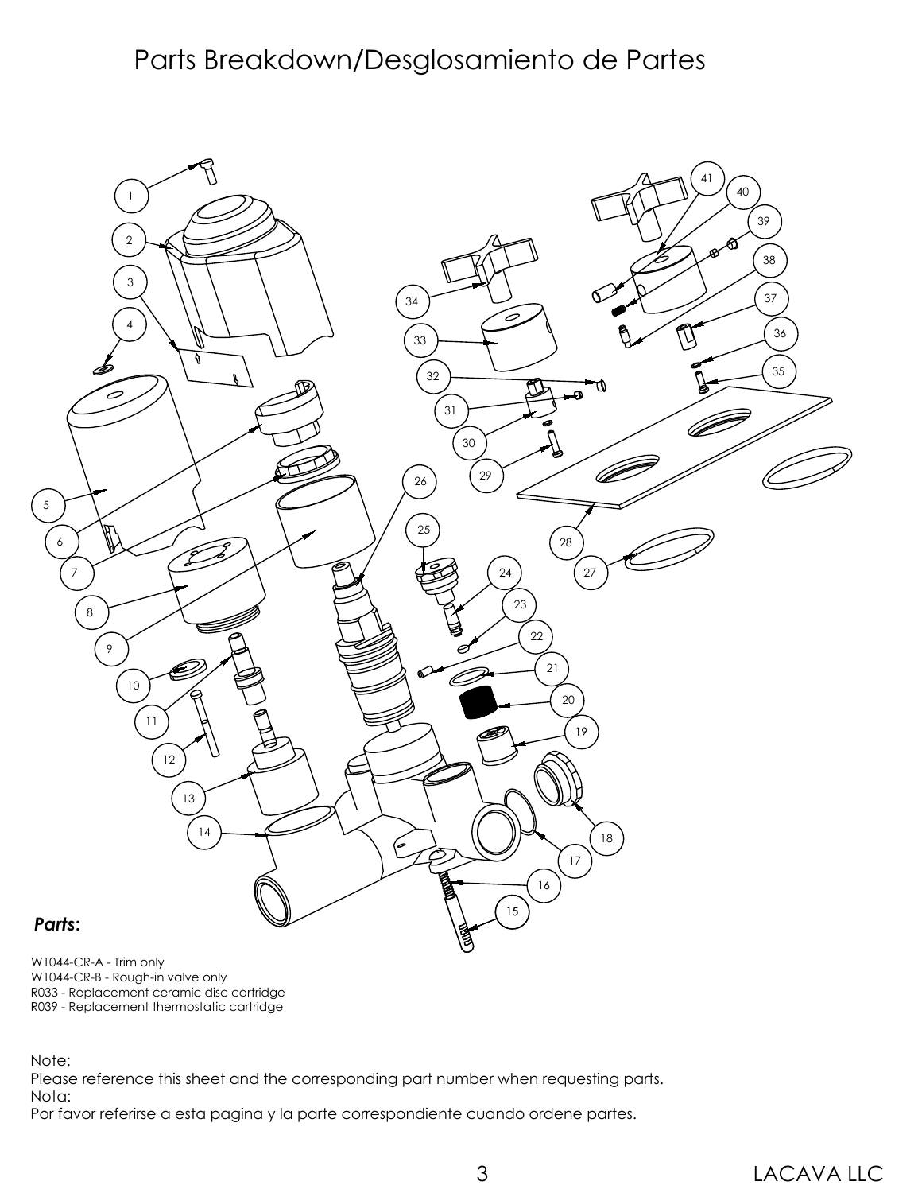# Parts Breakdown/Desglosamiento de Partes

***Parts*:**

W1044-CR-A - Trim only
W1044-CR-B - Rough-in valve only
R033 - Replacement ceramic disc cartridge
R039 - Replacement thermostatic cartridge

Note:
Please reference this sheet and the corresponding part number when requesting parts.
Nota:
Por favor referirse a esta pagina y la parte correspondiente cuando ordene partes.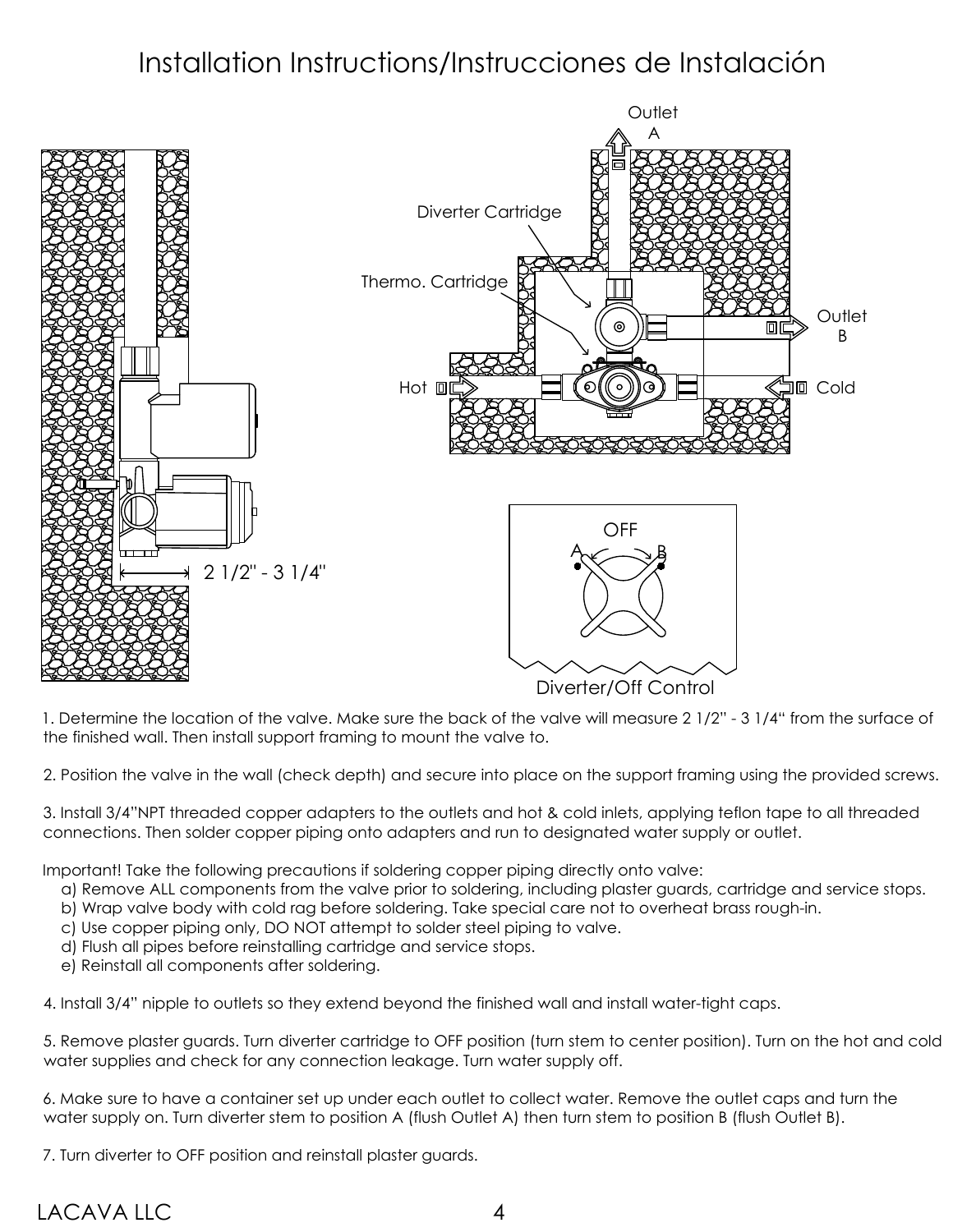# Installation Instructions/Instrucciones de Instalación

Outlet A

Diverter Cartridge

Thermo. Cartridge

Outlet B

Hot

Cold

2 1/2" - 3 1/4"

OFF

A B

Diverter/Off Control

1. Determine the location of the valve. Make sure the back of the valve will measure 2 1/2" - 3 1/4" from the surface of the finished wall. Then install support framing to mount the valve to.

2. Position the valve in the wall (check depth) and secure into place on the support framing using the provided screws.

3. Install 3/4"NPT threaded copper adapters to the outlets and hot & cold inlets, applying teflon tape to all threaded connections. Then solder copper piping onto adapters and run to designated water supply or outlet.

Important! Take the following precautions if soldering copper piping directly onto valve:

a) Remove ALL components from the valve prior to soldering, including plaster guards, cartridge and service stops.
b) Wrap valve body with cold rag before soldering. Take special care not to overheat brass rough-in.
c) Use copper piping only, DO NOT attempt to solder steel piping to valve.
d) Flush all pipes before reinstalling cartridge and service stops.
e) Reinstall all components after soldering.

4. Install 3/4" nipple to outlets so they extend beyond the finished wall and install water-tight caps.

5. Remove plaster guards. Turn diverter cartridge to OFF position (turn stem to center position). Turn on the hot and cold water supplies and check for any connection leakage. Turn water supply off.

6. Make sure to have a container set up under each outlet to collect water. Remove the outlet caps and turn the water supply on. Turn diverter stem to position A (flush Outlet A) then turn stem to position B (flush Outlet B).

7. Turn diverter to OFF position and reinstall plaster guards.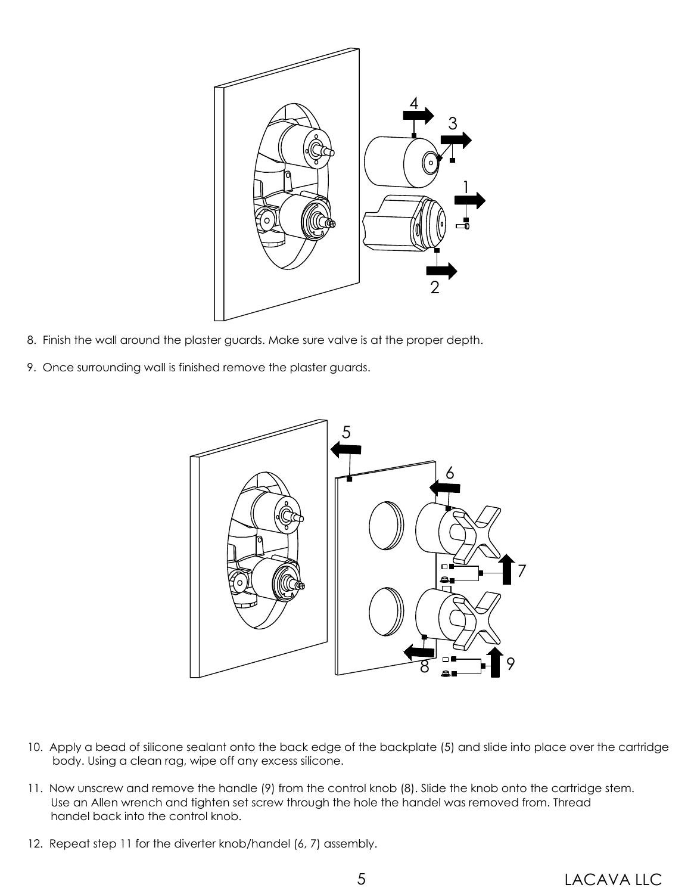8. Finish the wall around the plaster guards. Make sure valve is at the proper depth.

9. Once surrounding wall is finished remove the plaster guards.

10. Apply a bead of silicone sealant onto the back edge of the backplate (5) and slide into place over the cartridge body. Using a clean rag, wipe off any excess silicone.

11. Now unscrew and remove the handle (9) from the control knob (8). Slide the knob onto the cartridge stem. Use an Allen wrench and tighten set screw through the hole the handel was removed from. Thread handel back into the control knob.

12. Repeat step 11 for the diverter knob/handel (6, 7) assembly.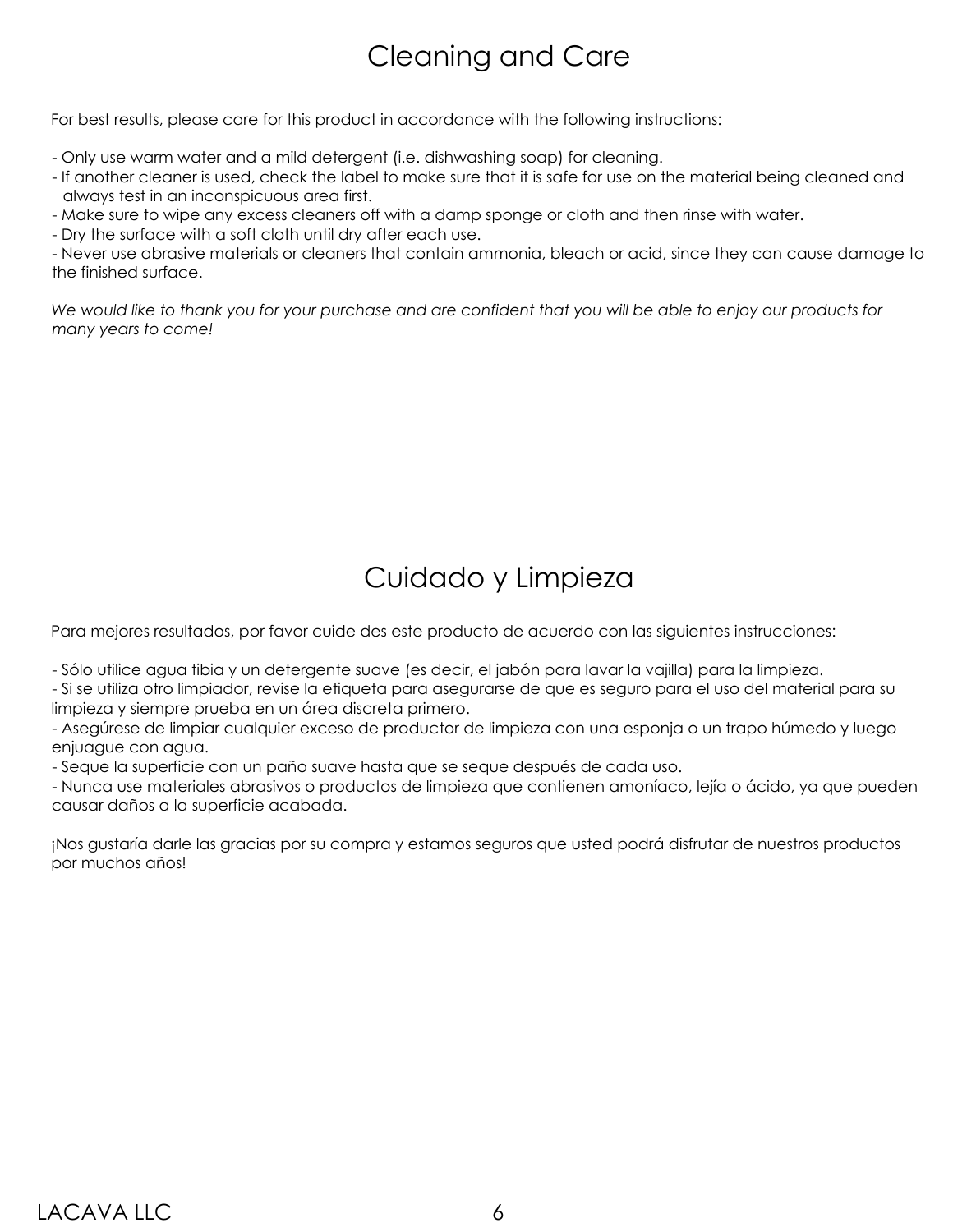# Cleaning and Care

For best results, please care for this product in accordance with the following instructions:

- Only use warm water and a mild detergent (i.e. dishwashing soap) for cleaning.
- If another cleaner is used, check the label to make sure that it is safe for use on the material being cleaned and always test in an inconspicuous area first.
- Make sure to wipe any excess cleaners off with a damp sponge or cloth and then rinse with water.
- Dry the surface with a soft cloth until dry after each use.
- Never use abrasive materials or cleaners that contain ammonia, bleach or acid, since they can cause damage to the finished surface.

*We would like to thank you for your purchase and are confident that you will be able to enjoy our products for many years to come!*

# Cuidado y Limpieza

Para mejores resultados, por favor cuide des este producto de acuerdo con las siguientes instrucciones:

- Sólo utilice agua tibia y un detergente suave (es decir, el jabón para lavar la vajilla) para la limpieza.
- Si se utiliza otro limpiador, revise la etiqueta para asegurarse de que es seguro para el uso del material para su limpieza y siempre prueba en un área discreta primero.
- Asegúrese de limpiar cualquier exceso de productor de limpieza con una esponja o un trapo húmedo y luego enjuague con agua.
- Seque la superficie con un paño suave hasta que se seque después de cada uso.
- Nunca use materiales abrasivos o productos de limpieza que contienen amoníaco, lejía o ácido, ya que pueden causar daños a la superficie acabada.

¡Nos gustaría darle las gracias por su compra y estamos seguros que usted podrá disfrutar de nuestros productos por muchos años!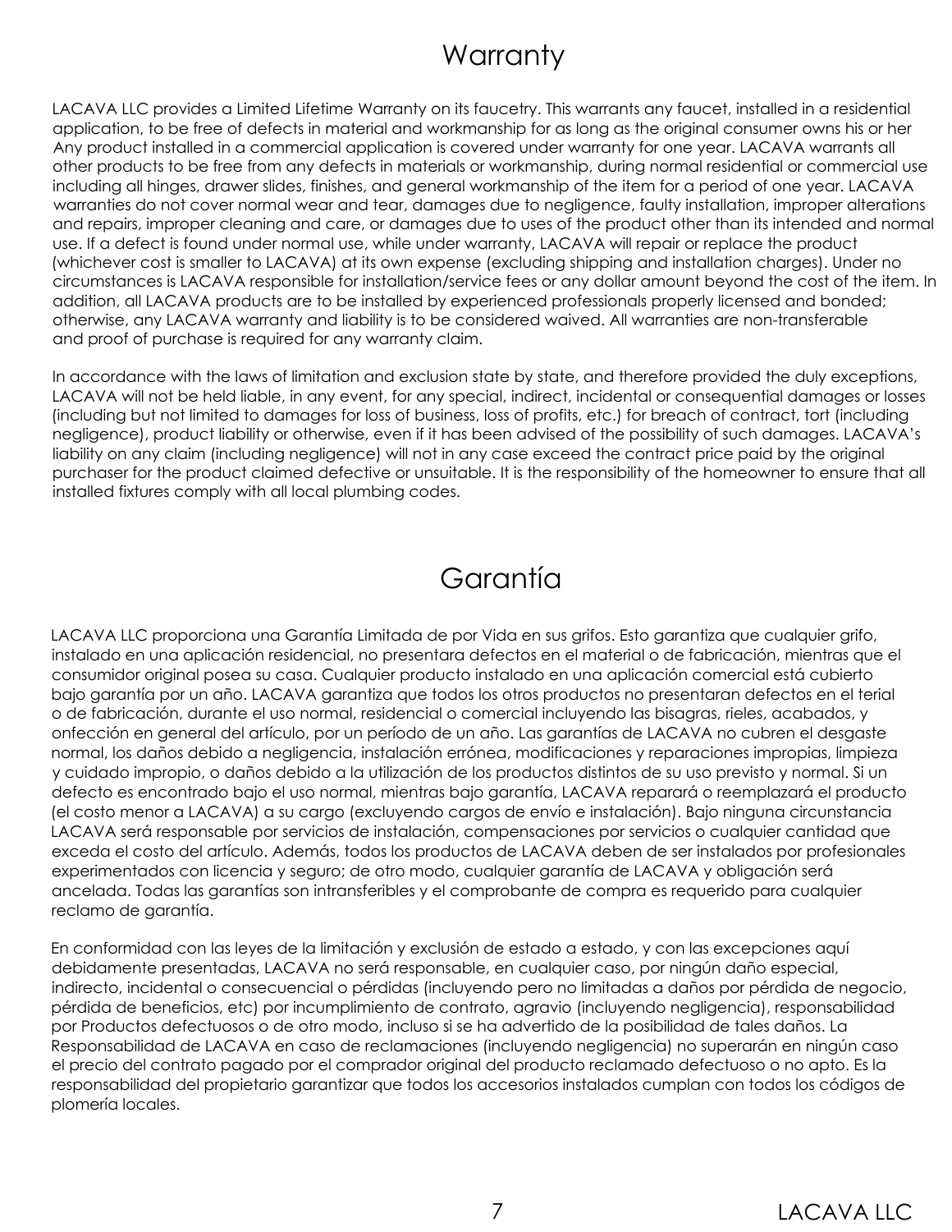# Warranty

LACAVA LLC provides a Limited Lifetime Warranty on its faucetry. This warrants any faucet, installed in a residential application, to be free of defects in material and workmanship for as long as the original consumer owns his or her Any product installed in a commercial application is covered under warranty for one year. LACAVA warrants all other products to be free from any defects in materials or workmanship, during normal residential or commercial use including all hinges, drawer slides, finishes, and general workmanship of the item for a period of one year. LACAVA warranties do not cover normal wear and tear, damages due to negligence, faulty installation, improper alterations and repairs, improper cleaning and care, or damages due to uses of the product other than its intended and normal use. If a defect is found under normal use, while under warranty, LACAVA will repair or replace the product (whichever cost is smaller to LACAVA) at its own expense (excluding shipping and installation charges). Under no circumstances is LACAVA responsible for installation/service fees or any dollar amount beyond the cost of the item. In addition, all LACAVA products are to be installed by experienced professionals properly licensed and bonded; otherwise, any LACAVA warranty and liability is to be considered waived. All warranties are non-transferable and proof of purchase is required for any warranty claim.

In accordance with the laws of limitation and exclusion state by state, and therefore provided the duly exceptions, LACAVA will not be held liable, in any event, for any special, indirect, incidental or consequential damages or losses (including but not limited to damages for loss of business, loss of profits, etc.) for breach of contract, tort (including negligence), product liability or otherwise, even if it has been advised of the possibility of such damages. LACAVA's liability on any claim (including negligence) will not in any case exceed the contract price paid by the original purchaser for the product claimed defective or unsuitable. It is the responsibility of the homeowner to ensure that all installed fixtures comply with all local plumbing codes.

# Garantía

LACAVA LLC proporciona una Garantía Limitada de por Vida en sus grifos. Esto garantiza que cualquier grifo, instalado en una aplicación residencial, no presentara defectos en el material o de fabricación, mientras que el consumidor original posea su casa. Cualquier producto instalado en una aplicación comercial está cubierto bajo garantía por un año. LACAVA garantiza que todos los otros productos no presentaran defectos en el terial o de fabricación, durante el uso normal, residencial o comercial incluyendo las bisagras, rieles, acabados, y onfección en general del artículo, por un período de un año. Las garantías de LACAVA no cubren el desgaste normal, los daños debido a negligencia, instalación errónea, modificaciones y reparaciones impropias, limpieza y cuidado impropio, o daños debido a la utilización de los productos distintos de su uso previsto y normal. Si un defecto es encontrado bajo el uso normal, mientras bajo garantía, LACAVA reparará o reemplazará el producto (el costo menor a LACAVA) a su cargo (excluyendo cargos de envío e instalación). Bajo ninguna circunstancia LACAVA será responsable por servicios de instalación, compensaciones por servicios o cualquier cantidad que exceda el costo del artículo. Además, todos los productos de LACAVA deben de ser instalados por profesionales experimentados con licencia y seguro; de otro modo, cualquier garantía de LACAVA y obligación será ancelada. Todas las garantías son intransferibles y el comprobante de compra es requerido para cualquier reclamo de garantía.

En conformidad con las leyes de la limitación y exclusión de estado a estado, y con las excepciones aquí debidamente presentadas, LACAVA no será responsable, en cualquier caso, por ningún daño especial, indirecto, incidental o consecuencial o pérdidas (incluyendo pero no limitadas a daños por pérdida de negocio, pérdida de beneficios, etc) por incumplimiento de contrato, agravio (incluyendo negligencia), responsabilidad por Productos defectuosos o de otro modo, incluso si se ha advertido de la posibilidad de tales daños. La Responsabilidad de LACAVA en caso de reclamaciones (incluyendo negligencia) no superarán en ningún caso el precio del contrato pagado por el comprador original del producto reclamado defectuoso o no apto. Es la responsabilidad del propietario garantizar que todos los accesorios instalados cumplan con todos los códigos de plomería locales.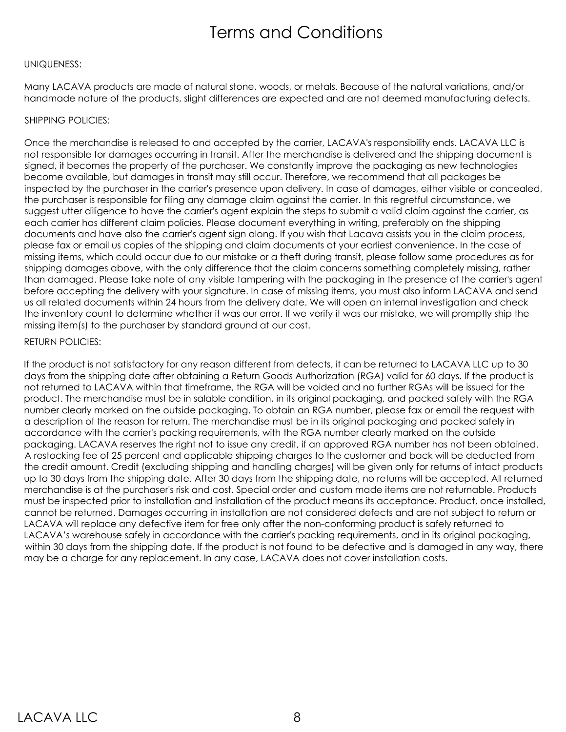# Terms and Conditions

UNIQUENESS:

Many LACAVA products are made of natural stone, woods, or metals. Because of the natural variations, and/or handmade nature of the products, slight differences are expected and are not deemed manufacturing defects.

SHIPPING POLICIES:

Once the merchandise is released to and accepted by the carrier, LACAVA's responsibility ends. LACAVA LLC is not responsible for damages occurring in transit. After the merchandise is delivered and the shipping document is signed, it becomes the property of the purchaser. We constantly improve the packaging as new technologies become available, but damages in transit may still occur. Therefore, we recommend that all packages be inspected by the purchaser in the carrier's presence upon delivery. In case of damages, either visible or concealed, the purchaser is responsible for filing any damage claim against the carrier. In this regretful circumstance, we suggest utter diligence to have the carrier's agent explain the steps to submit a valid claim against the carrier, as each carrier has different claim policies. Please document everything in writing, preferably on the shipping documents and have also the carrier's agent sign along. If you wish that Lacava assists you in the claim process, please fax or email us copies of the shipping and claim documents at your earliest convenience. In the case of missing items, which could occur due to our mistake or a theft during transit, please follow same procedures as for shipping damages above, with the only difference that the claim concerns something completely missing, rather than damaged. Please take note of any visible tampering with the packaging in the presence of the carrier's agent before accepting the delivery with your signature. In case of missing items, you must also inform LACAVA and send us all related documents within 24 hours from the delivery date. We will open an internal investigation and check the inventory count to determine whether it was our error. If we verify it was our mistake, we will promptly ship the missing item(s) to the purchaser by standard ground at our cost.

RETURN POLICIES:

If the product is not satisfactory for any reason different from defects, it can be returned to LACAVA LLC up to 30 days from the shipping date after obtaining a Return Goods Authorization (RGA) valid for 60 days. If the product is not returned to LACAVA within that timeframe, the RGA will be voided and no further RGAs will be issued for the product. The merchandise must be in salable condition, in its original packaging, and packed safely with the RGA number clearly marked on the outside packaging. To obtain an RGA number, please fax or email the request with a description of the reason for return. The merchandise must be in its original packaging and packed safely in accordance with the carrier's packing requirements, with the RGA number clearly marked on the outside packaging. LACAVA reserves the right not to issue any credit, if an approved RGA number has not been obtained. A restocking fee of 25 percent and applicable shipping charges to the customer and back will be deducted from the credit amount. Credit (excluding shipping and handling charges) will be given only for returns of intact products up to 30 days from the shipping date. After 30 days from the shipping date, no returns will be accepted. All returned merchandise is at the purchaser's risk and cost. Special order and custom made items are not returnable. Products must be inspected prior to installation and installation of the product means its acceptance. Product, once installed, cannot be returned. Damages occurring in installation are not considered defects and are not subject to return or LACAVA will replace any defective item for free only after the non-conforming product is safely returned to LACAVA's warehouse safely in accordance with the carrier's packing requirements, and in its original packaging, within 30 days from the shipping date. If the product is not found to be defective and is damaged in any way, there may be a charge for any replacement. In any case, LACAVA does not cover installation costs.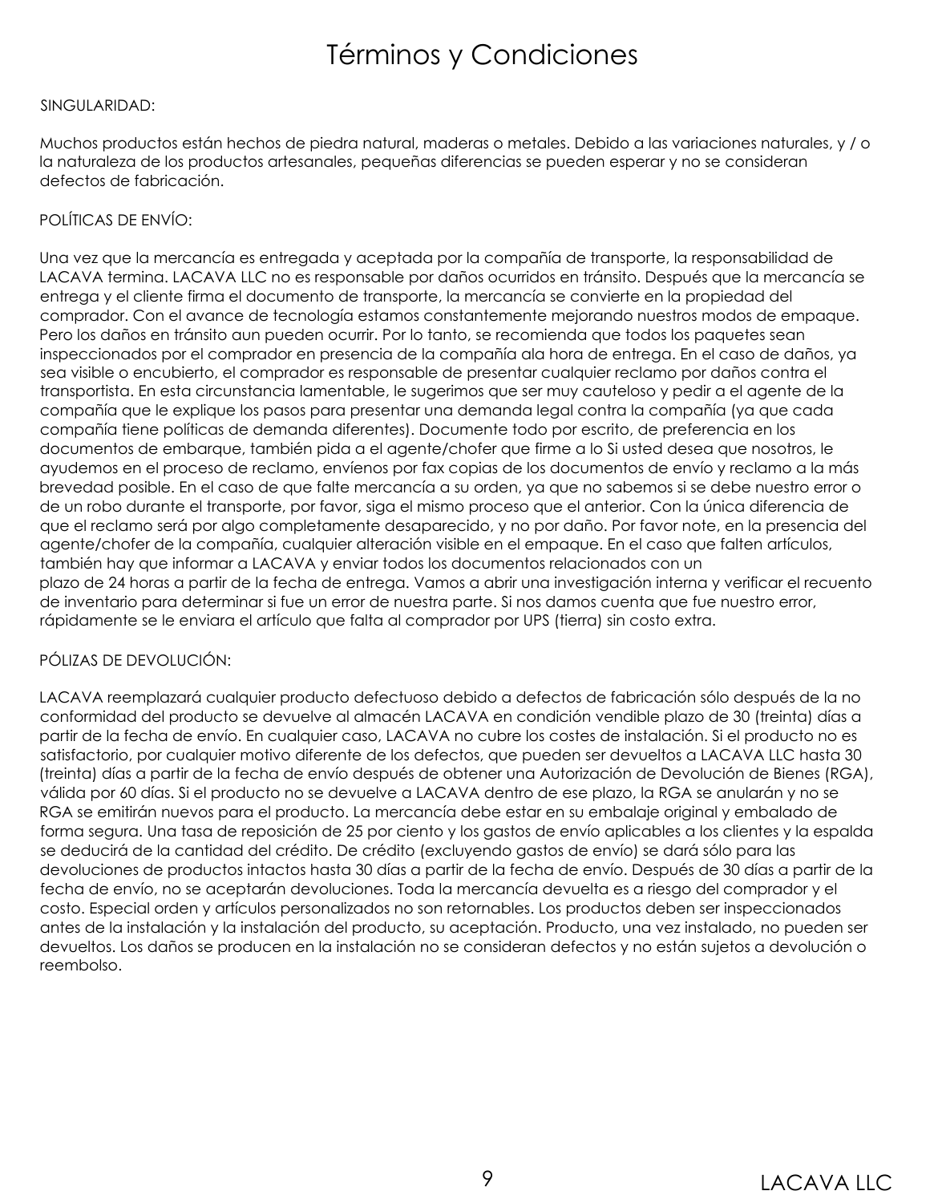# Términos y Condiciones

SINGULARIDAD:

Muchos productos están hechos de piedra natural, maderas o metales. Debido a las variaciones naturales, y / o la naturaleza de los productos artesanales, pequeñas diferencias se pueden esperar y no se consideran defectos de fabricación.

POLÍTICAS DE ENVÍO:

Una vez que la mercancía es entregada y aceptada por la compañía de transporte, la responsabilidad de LACAVA termina. LACAVA LLC no es responsable por daños ocurridos en tránsito. Después que la mercancía se entrega y el cliente firma el documento de transporte, la mercancía se convierte en la propiedad del comprador. Con el avance de tecnología estamos constantemente mejorando nuestros modos de empaque. Pero los daños en tránsito aun pueden ocurrir. Por lo tanto, se recomienda que todos los paquetes sean inspeccionados por el comprador en presencia de la compañía ala hora de entrega. En el caso de daños, ya sea visible o encubierto, el comprador es responsable de presentar cualquier reclamo por daños contra el transportista. En esta circunstancia lamentable, le sugerimos que ser muy cauteloso y pedir a el agente de la compañía que le explique los pasos para presentar una demanda legal contra la compañía (ya que cada compañía tiene políticas de demanda diferentes). Documente todo por escrito, de preferencia en los documentos de embarque, también pida a el agente/chofer que firme a lo Si usted desea que nosotros, le ayudemos en el proceso de reclamo, envíenos por fax copias de los documentos de envío y reclamo a la más brevedad posible. En el caso de que falte mercancía a su orden, ya que no sabemos si se debe nuestro error o de un robo durante el transporte, por favor, siga el mismo proceso que el anterior. Con la única diferencia de que el reclamo será por algo completamente desaparecido, y no por daño. Por favor note, en la presencia del agente/chofer de la compañía, cualquier alteración visible en el empaque. En el caso que falten artículos, también hay que informar a LACAVA y enviar todos los documentos relacionados con un plazo de 24 horas a partir de la fecha de entrega. Vamos a abrir una investigación interna y verificar el recuento de inventario para determinar si fue un error de nuestra parte. Si nos damos cuenta que fue nuestro error, rápidamente se le enviara el artículo que falta al comprador por UPS (tierra) sin costo extra.

PÓLIZAS DE DEVOLUCIÓN:

LACAVA reemplazará cualquier producto defectuoso debido a defectos de fabricación sólo después de la no conformidad del producto se devuelve al almacén LACAVA en condición vendible plazo de 30 (treinta) días a partir de la fecha de envío. En cualquier caso, LACAVA no cubre los costes de instalación. Si el producto no es satisfactorio, por cualquier motivo diferente de los defectos, que pueden ser devueltos a LACAVA LLC hasta 30 (treinta) días a partir de la fecha de envío después de obtener una Autorización de Devolución de Bienes (RGA), válida por 60 días. Si el producto no se devuelve a LACAVA dentro de ese plazo, la RGA se anularán y no se RGA se emitirán nuevos para el producto. La mercancía debe estar en su embalaje original y embalado de forma segura. Una tasa de reposición de 25 por ciento y los gastos de envío aplicables a los clientes y la espalda se deducirá de la cantidad del crédito. De crédito (excluyendo gastos de envío) se dará sólo para las devoluciones de productos intactos hasta 30 días a partir de la fecha de envío. Después de 30 días a partir de la fecha de envío, no se aceptarán devoluciones. Toda la mercancía devuelta es a riesgo del comprador y el costo. Especial orden y artículos personalizados no son retornables. Los productos deben ser inspeccionados antes de la instalación y la instalación del producto, su aceptación. Producto, una vez instalado, no pueden ser devueltos. Los daños se producen en la instalación no se consideran defectos y no están sujetos a devolución o reembolso.